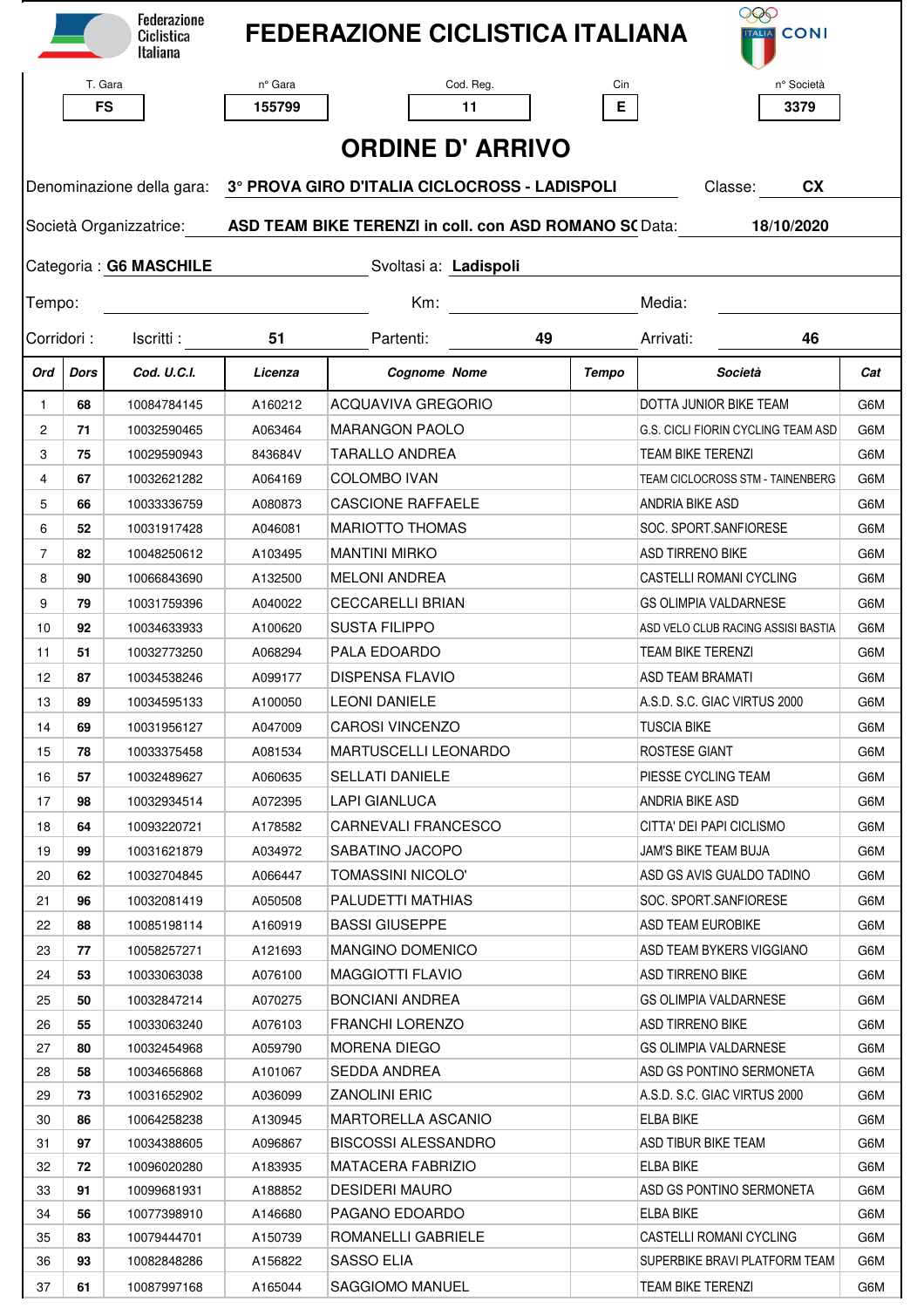Federazione Ciclistica Italiana

# FEDERAZIONE CICLISTICA ITALIANA

CONI

| T. Gara | n° Gara | Cod. Reg. | Cin | n° Società |
|---|---|---|---|---|
| FS | 155799 | 11 | E | 3379 |

## ORDINE D' ARRIVO

Denominazione della gara: **3° PROVA GIRO D'ITALIA CICLOCROSS - LADISPOLI** Classe: **CX**

Società Organizzatrice: **ASD TEAM BIKE TERENZI in coll. con ASD ROMANO SC** Data: **18/10/2020**

Categoria : **G6 MASCHILE** Svoltasi a: **Ladispoli**

Tempo: Km: Media:

Corridori : Iscritti : **51** Partenti: **49** Arrivati: **46**

| Ord | Dors | Cod. U.C.I. | Licenza | Cognome Nome | Tempo | Società | Cat |
|---|---|---|---|---|---|---|---|
| 1 | **68** | 10084784145 | A160212 | ACQUAVIVA GREGORIO | | DOTTA JUNIOR BIKE TEAM | G6M |
| 2 | **71** | 10032590465 | A063464 | MARANGON PAOLO | | G.S. CICLI FIORIN CYCLING TEAM ASD | G6M |
| 3 | **75** | 10029590943 | 843684V | TARALLO ANDREA | | TEAM BIKE TERENZI | G6M |
| 4 | **67** | 10032621282 | A064169 | COLOMBO IVAN | | TEAM CICLOCROSS STM - TAINENBERG | G6M |
| 5 | **66** | 10033336759 | A080873 | CASCIONE RAFFAELE | | ANDRIA BIKE ASD | G6M |
| 6 | **52** | 10031917428 | A046081 | MARIOTTO THOMAS | | SOC. SPORT.SANFIORESE | G6M |
| 7 | **82** | 10048250612 | A103495 | MANTINI MIRKO | | ASD TIRRENO BIKE | G6M |
| 8 | **90** | 10066843690 | A132500 | MELONI ANDREA | | CASTELLI ROMANI CYCLING | G6M |
| 9 | **79** | 10031759396 | A040022 | CECCARELLI BRIAN | | GS OLIMPIA VALDARNESE | G6M |
| 10 | **92** | 10034633933 | A100620 | SUSTA FILIPPO | | ASD VELO CLUB RACING ASSISI BASTIA | G6M |
| 11 | **51** | 10032773250 | A068294 | PALA EDOARDO | | TEAM BIKE TERENZI | G6M |
| 12 | **87** | 10034538246 | A099177 | DISPENSA FLAVIO | | ASD TEAM BRAMATI | G6M |
| 13 | **89** | 10034595133 | A100050 | LEONI DANIELE | | A.S.D. S.C. GIAC VIRTUS 2000 | G6M |
| 14 | **69** | 10031956127 | A047009 | CAROSI VINCENZO | | TUSCIA BIKE | G6M |
| 15 | **78** | 10033375458 | A081534 | MARTUSCELLI LEONARDO | | ROSTESE GIANT | G6M |
| 16 | **57** | 10032489627 | A060635 | SELLATI DANIELE | | PIESSE CYCLING TEAM | G6M |
| 17 | **98** | 10032934514 | A072395 | LAPI GIANLUCA | | ANDRIA BIKE ASD | G6M |
| 18 | **64** | 10093220721 | A178582 | CARNEVALI FRANCESCO | | CITTA' DEI PAPI CICLISMO | G6M |
| 19 | **99** | 10031621879 | A034972 | SABATINO JACOPO | | JAM'S BIKE TEAM BUJA | G6M |
| 20 | **62** | 10032704845 | A066447 | TOMASSINI NICOLO' | | ASD GS AVIS GUALDO TADINO | G6M |
| 21 | **96** | 10032081419 | A050508 | PALUDETTI MATHIAS | | SOC. SPORT.SANFIORESE | G6M |
| 22 | **88** | 10085198114 | A160919 | BASSI GIUSEPPE | | ASD TEAM EUROBIKE | G6M |
| 23 | **77** | 10058257271 | A121693 | MANGINO DOMENICO | | ASD TEAM BYKERS VIGGIANO | G6M |
| 24 | **53** | 10033063038 | A076100 | MAGGIOTTI FLAVIO | | ASD TIRRENO BIKE | G6M |
| 25 | **50** | 10032847214 | A070275 | BONCIANI ANDREA | | GS OLIMPIA VALDARNESE | G6M |
| 26 | **55** | 10033063240 | A076103 | FRANCHI LORENZO | | ASD TIRRENO BIKE | G6M |
| 27 | **80** | 10032454968 | A059790 | MORENA DIEGO | | GS OLIMPIA VALDARNESE | G6M |
| 28 | **58** | 10034656868 | A101067 | SEDDA ANDREA | | ASD GS PONTINO SERMONETA | G6M |
| 29 | **73** | 10031652902 | A036099 | ZANOLINI ERIC | | A.S.D. S.C. GIAC VIRTUS 2000 | G6M |
| 30 | **86** | 10064258238 | A130945 | MARTORELLA ASCANIO | | ELBA BIKE | G6M |
| 31 | **97** | 10034388605 | A096867 | BISCOSSI ALESSANDRO | | ASD TIBUR BIKE TEAM | G6M |
| 32 | **72** | 10096020280 | A183935 | MATACERA FABRIZIO | | ELBA BIKE | G6M |
| 33 | **91** | 10099681931 | A188852 | DESIDERI MAURO | | ASD GS PONTINO SERMONETA | G6M |
| 34 | **56** | 10077398910 | A146680 | PAGANO EDOARDO | | ELBA BIKE | G6M |
| 35 | **83** | 10079444701 | A150739 | ROMANELLI GABRIELE | | CASTELLI ROMANI CYCLING | G6M |
| 36 | **93** | 10082848286 | A156822 | SASSO ELIA | | SUPERBIKE BRAVI PLATFORM TEAM | G6M |
| 37 | **61** | 10087997168 | A165044 | SAGGIOMO MANUEL | | TEAM BIKE TERENZI | G6M |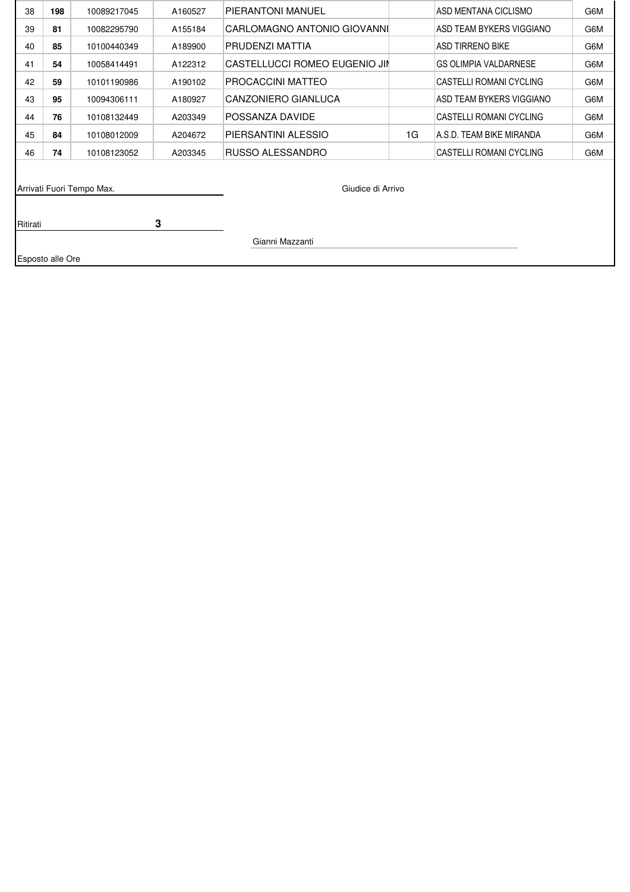| | | | | | | | |
|---|---|---|---|---|---|---|---|
| 38 | **198** | 10089217045 | A160527 | PIERANTONI MANUEL | | ASD MENTANA CICLISMO | G6M |
| 39 | **81** | 10082295790 | A155184 | CARLOMAGNO ANTONIO GIOVANNI | | ASD TEAM BYKERS VIGGIANO | G6M |
| 40 | **85** | 10100440349 | A189900 | PRUDENZI MATTIA | | ASD TIRRENO BIKE | G6M |
| 41 | **54** | 10058414491 | A122312 | CASTELLUCCI ROMEO EUGENIO JIN | | GS OLIMPIA VALDARNESE | G6M |
| 42 | **59** | 10101190986 | A190102 | PROCACCINI MATTEO | | CASTELLI ROMANI CYCLING | G6M |
| 43 | **95** | 10094306111 | A180927 | CANZONIERO GIANLUCA | | ASD TEAM BYKERS VIGGIANO | G6M |
| 44 | **76** | 10108132449 | A203349 | POSSANZA DAVIDE | | CASTELLI ROMANI CYCLING | G6M |
| 45 | **84** | 10108012009 | A204672 | PIERSANTINI ALESSIO | 1G | A.S.D. TEAM BIKE MIRANDA | G6M |
| 46 | **74** | 10108123052 | A203345 | RUSSO ALESSANDRO | | CASTELLI ROMANI CYCLING | G6M |

Arrivati Fuori Tempo Max.

Giudice di Arrivo

Ritirati **3**

Gianni Mazzanti

Esposto alle Ore